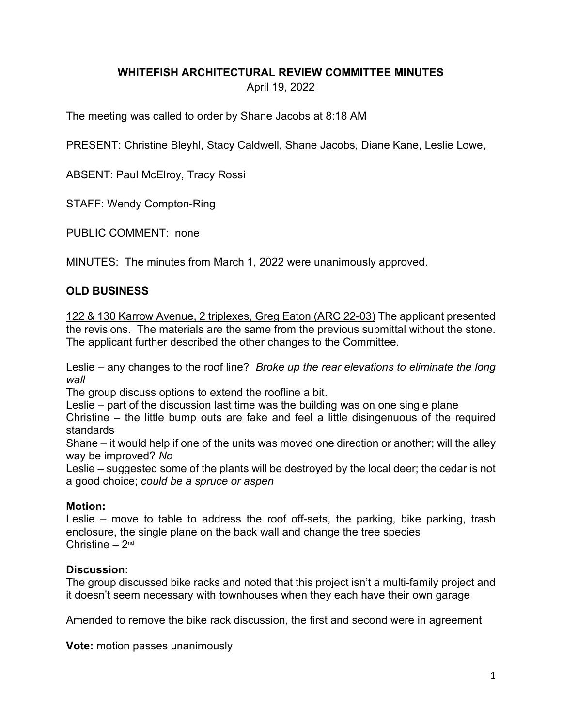# WHITEFISH ARCHITECTURAL REVIEW COMMITTEE MINUTES

April 19, 2022

The meeting was called to order by Shane Jacobs at 8:18 AM

PRESENT: Christine Bleyhl, Stacy Caldwell, Shane Jacobs, Diane Kane, Leslie Lowe,

ABSENT: Paul McElroy, Tracy Rossi

STAFF: Wendy Compton-Ring

PUBLIC COMMENT: none

MINUTES: The minutes from March 1, 2022 were unanimously approved.

## OLD BUSINESS

<u>122 & 130 Karrow Avenue, 2 triplexes, Greg Eaton (ARC 22-03)</u> The applicant presented the revisions. The materials are the same from the previous submittal without the stone. The applicant further described the other changes to the Committee.

Leslie – any changes to the roof line? *Broke up the rear elevations to eliminate the long wall*

The group discuss options to extend the roofline a bit.

Leslie – part of the discussion last time was the building was on one single plane

Christine – the little bump outs are fake and feel a little disingenuous of the required standards

Shane – it would help if one of the units was moved one direction or another; will the alley way be improved? *No*

Leslie – suggested some of the plants will be destroyed by the local deer; the cedar is not a good choice; *could be a spruce or aspen*

**Motion:**

Leslie – move to table to address the roof off-sets, the parking, bike parking, trash enclosure, the single plane on the back wall and change the tree species

Christine – 2nd

**Discussion:**

The group discussed bike racks and noted that this project isn't a multi-family project and it doesn't seem necessary with townhouses when they each have their own garage

Amended to remove the bike rack discussion, the first and second were in agreement

**Vote:** motion passes unanimously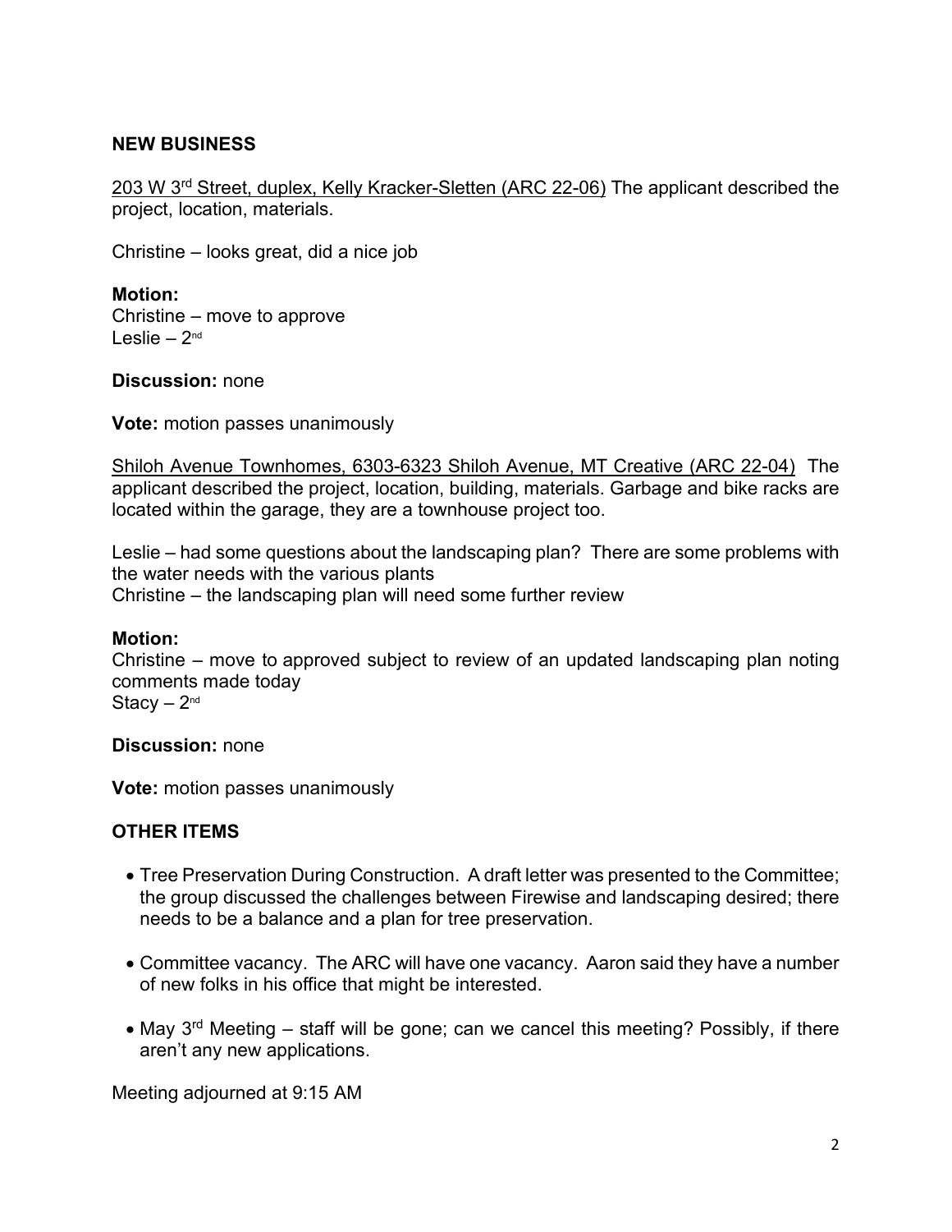## NEW BUSINESS

203 W 3rd Street, duplex, Kelly Kracker-Sletten (ARC 22-06) The applicant described the project, location, materials.

Christine – looks great, did a nice job

**Motion:**
Christine – move to approve
Leslie – 2nd

**Discussion:** none

**Vote:** motion passes unanimously

Shiloh Avenue Townhomes, 6303-6323 Shiloh Avenue, MT Creative (ARC 22-04) The applicant described the project, location, building, materials. Garbage and bike racks are located within the garage, they are a townhouse project too.

Leslie – had some questions about the landscaping plan? There are some problems with the water needs with the various plants
Christine – the landscaping plan will need some further review

**Motion:**
Christine – move to approved subject to review of an updated landscaping plan noting comments made today
Stacy – 2nd

**Discussion:** none

**Vote:** motion passes unanimously

## OTHER ITEMS

- Tree Preservation During Construction. A draft letter was presented to the Committee; the group discussed the challenges between Firewise and landscaping desired; there needs to be a balance and a plan for tree preservation.
- Committee vacancy. The ARC will have one vacancy. Aaron said they have a number of new folks in his office that might be interested.
- May 3rd Meeting – staff will be gone; can we cancel this meeting? Possibly, if there aren't any new applications.

Meeting adjourned at 9:15 AM